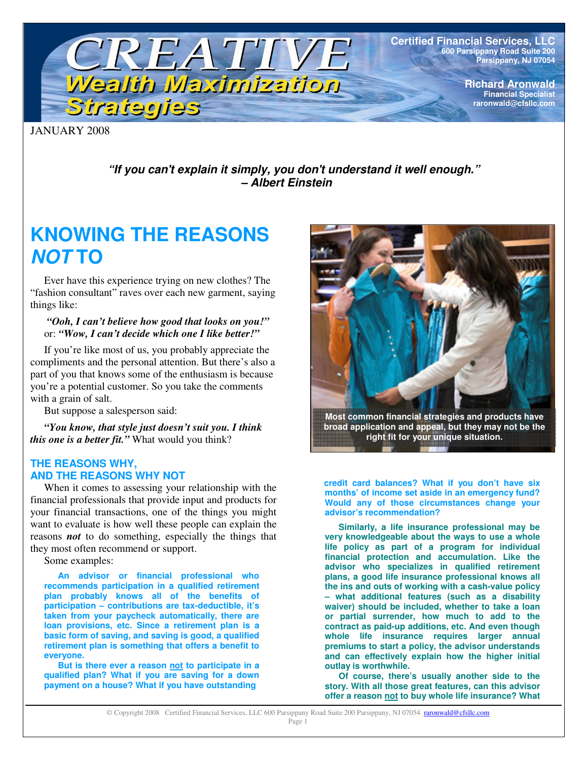# CREATIVE Wealth Maximization Strategies

**Certified Financial Services, LLC**
600 Parsippany Road Suite 200
Parsippany, NJ 07054

**Richard Aronwald**
Financial Specialist
raronwald@cfsllc.com

JANUARY 2008

***"If you can't explain it simply, you don't understand it well enough." – Albert Einstein***

# KNOWING THE REASONS *NOT* TO

Ever have this experience trying on new clothes? The "fashion consultant" raves over each new garment, saying things like:

***"Ooh, I can't believe how good that looks on you!"*** or: ***"Wow, I can't decide which one I like better!"***

If you're like most of us, you probably appreciate the compliments and the personal attention. But there's also a part of you that knows some of the enthusiasm is because you're a potential customer. So you take the comments with a grain of salt.

But suppose a salesperson said:

***"You know, that style just doesn't suit you. I think this one is a better fit."*** What would you think?

**Most common financial strategies and products have broad application and appeal, but they may not be the right fit for your unique situation.**

## THE REASONS WHY, AND THE REASONS WHY NOT

When it comes to assessing your relationship with the financial professionals that provide input and products for your financial transactions, one of the things you might want to evaluate is how well these people can explain the reasons ***not*** to do something, especially the things that they most often recommend or support.

Some examples:

**An advisor or financial professional who recommends participation in a qualified retirement plan probably knows all of the benefits of participation – contributions are tax-deductible, it's taken from your paycheck automatically, there are loan provisions, etc. Since a retirement plan is a basic form of saving, and saving is good, a qualified retirement plan is something that offers a benefit to everyone.**

**But is there ever a reason not to participate in a qualified plan? What if you are saving for a down payment on a house? What if you have outstanding credit card balances? What if you don't have six months' of income set aside in an emergency fund? Would any of those circumstances change your advisor's recommendation?**

**Similarly, a life insurance professional may be very knowledgeable about the ways to use a whole life policy as part of a program for individual financial protection and accumulation. Like the advisor who specializes in qualified retirement plans, a good life insurance professional knows all the ins and outs of working with a cash-value policy – what additional features (such as a disability waiver) should be included, whether to take a loan or partial surrender, how much to add to the contract as paid-up additions, etc. And even though whole life insurance requires larger annual premiums to start a policy, the advisor understands and can effectively explain how the higher initial outlay is worthwhile.**

**Of course, there's usually another side to the story. With all those great features, can this advisor offer a reason not to buy whole life insurance? What**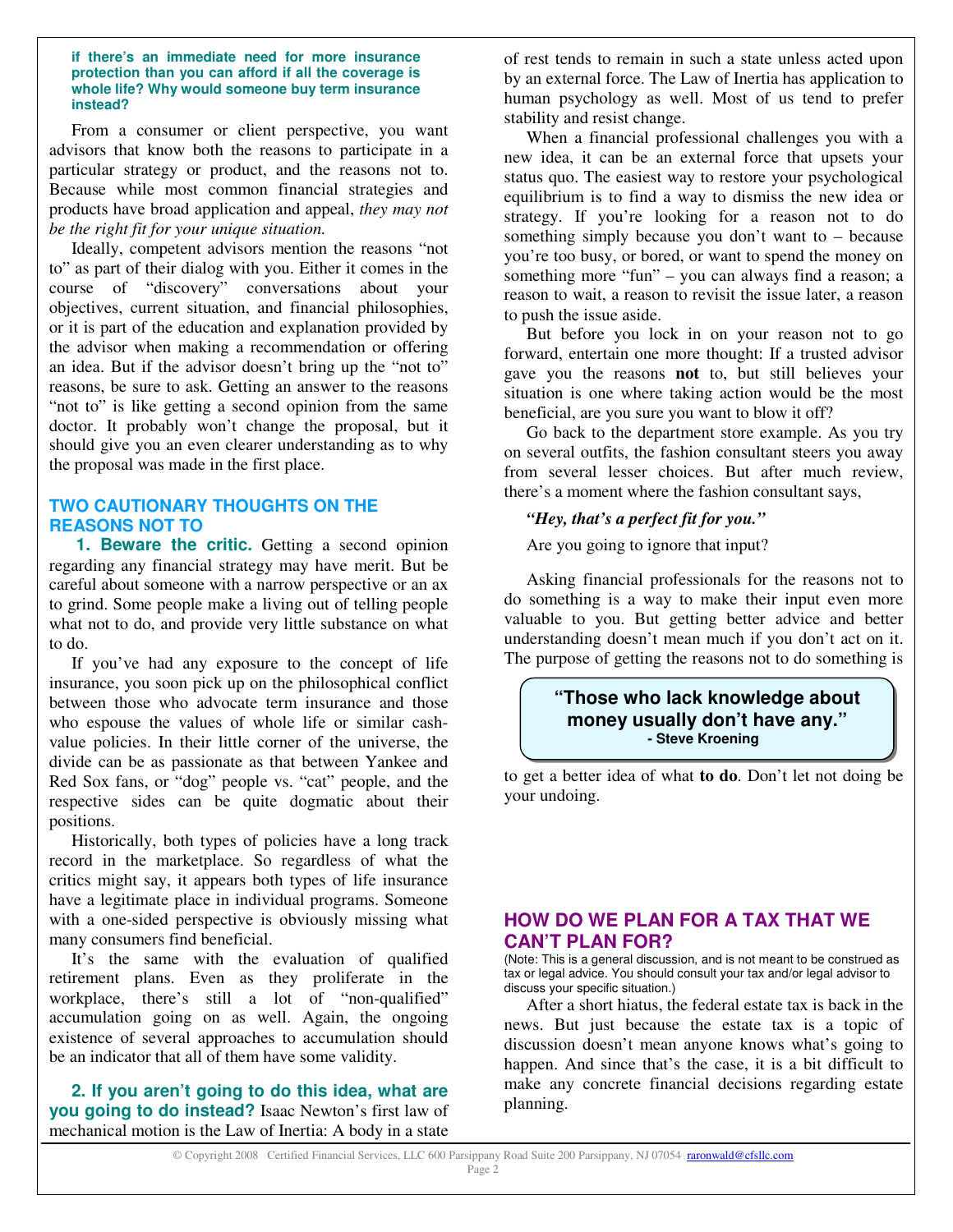**if there's an immediate need for more insurance protection than you can afford if all the coverage is whole life? Why would someone buy term insurance instead?**

From a consumer or client perspective, you want advisors that know both the reasons to participate in a particular strategy or product, and the reasons not to. Because while most common financial strategies and products have broad application and appeal, *they may not be the right fit for your unique situation.*

Ideally, competent advisors mention the reasons "not to" as part of their dialog with you. Either it comes in the course of "discovery" conversations about your objectives, current situation, and financial philosophies, or it is part of the education and explanation provided by the advisor when making a recommendation or offering an idea. But if the advisor doesn't bring up the "not to" reasons, be sure to ask. Getting an answer to the reasons "not to" is like getting a second opinion from the same doctor. It probably won't change the proposal, but it should give you an even clearer understanding as to why the proposal was made in the first place.

## TWO CAUTIONARY THOUGHTS ON THE REASONS NOT TO

**1. Beware the critic.** Getting a second opinion regarding any financial strategy may have merit. But be careful about someone with a narrow perspective or an ax to grind. Some people make a living out of telling people what not to do, and provide very little substance on what to do.

If you've had any exposure to the concept of life insurance, you soon pick up on the philosophical conflict between those who advocate term insurance and those who espouse the values of whole life or similar cash-value policies. In their little corner of the universe, the divide can be as passionate as that between Yankee and Red Sox fans, or "dog" people vs. "cat" people, and the respective sides can be quite dogmatic about their positions.

Historically, both types of policies have a long track record in the marketplace. So regardless of what the critics might say, it appears both types of life insurance have a legitimate place in individual programs. Someone with a one-sided perspective is obviously missing what many consumers find beneficial.

It's the same with the evaluation of qualified retirement plans. Even as they proliferate in the workplace, there's still a lot of "non-qualified" accumulation going on as well. Again, the ongoing existence of several approaches to accumulation should be an indicator that all of them have some validity.

**2. If you aren't going to do this idea, what are you going to do instead?** Isaac Newton's first law of mechanical motion is the Law of Inertia: A body in a state of rest tends to remain in such a state unless acted upon by an external force. The Law of Inertia has application to human psychology as well. Most of us tend to prefer stability and resist change.

When a financial professional challenges you with a new idea, it can be an external force that upsets your status quo. The easiest way to restore your psychological equilibrium is to find a way to dismiss the new idea or strategy. If you're looking for a reason not to do something simply because you don't want to – because you're too busy, or bored, or want to spend the money on something more "fun" – you can always find a reason; a reason to wait, a reason to revisit the issue later, a reason to push the issue aside.

But before you lock in on your reason not to go forward, entertain one more thought: If a trusted advisor gave you the reasons **not** to, but still believes your situation is one where taking action would be the most beneficial, are you sure you want to blow it off?

Go back to the department store example. As you try on several outfits, the fashion consultant steers you away from several lesser choices. But after much review, there's a moment where the fashion consultant says,

***"Hey, that's a perfect fit for you."***

Are you going to ignore that input?

Asking financial professionals for the reasons not to do something is a way to make their input even more valuable to you. But getting better advice and better understanding doesn't mean much if you don't act on it. The purpose of getting the reasons not to do something is to get a better idea of what **to do**. Don't let not doing be your undoing.

> **"Those who lack knowledge about money usually don't have any."**
> **- Steve Kroening**

## HOW DO WE PLAN FOR A TAX THAT WE CAN'T PLAN FOR?

(Note: This is a general discussion, and is not meant to be construed as tax or legal advice. You should consult your tax and/or legal advisor to discuss your specific situation.)

After a short hiatus, the federal estate tax is back in the news. But just because the estate tax is a topic of discussion doesn't mean anyone knows what's going to happen. And since that's the case, it is a bit difficult to make any concrete financial decisions regarding estate planning.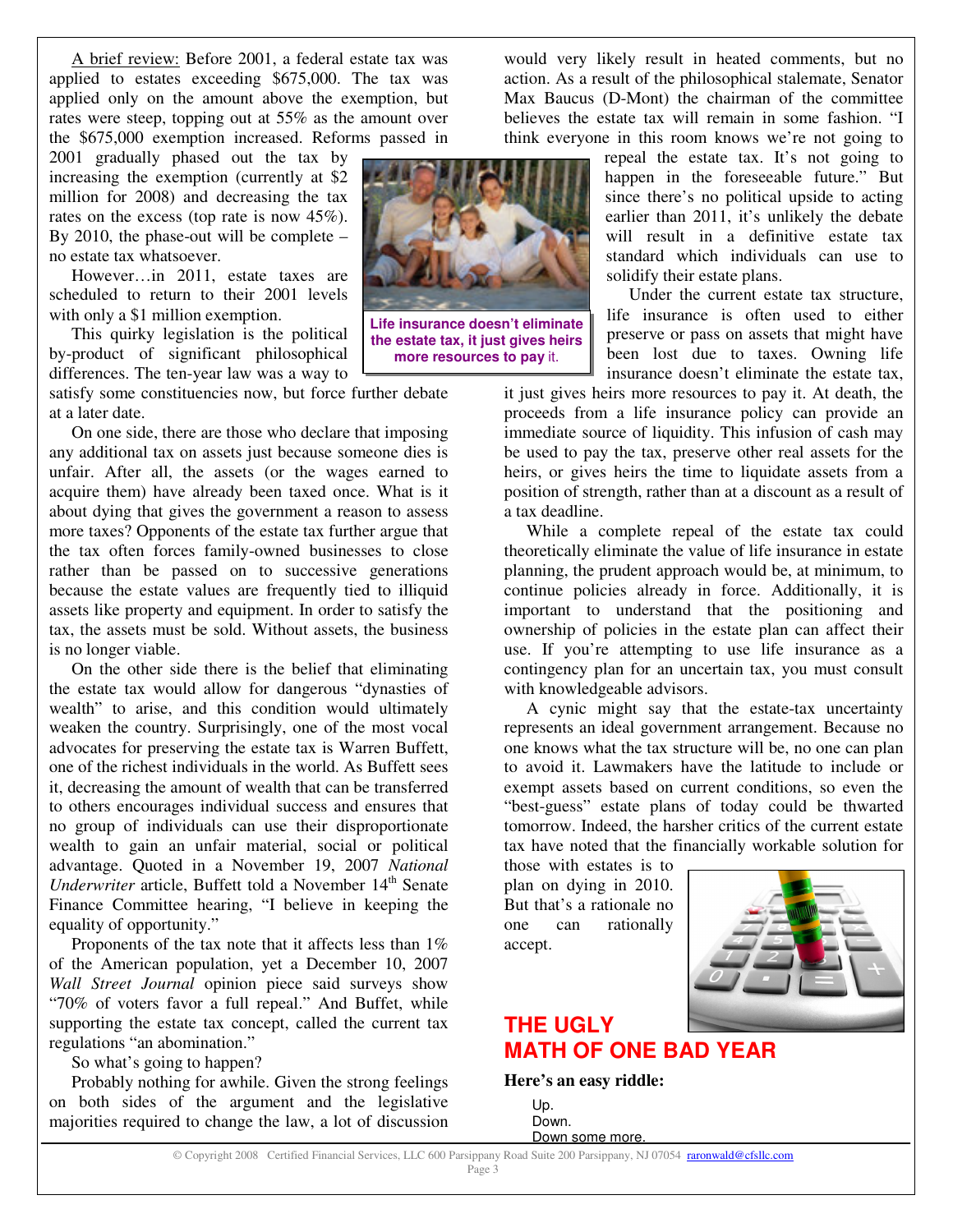A brief review: Before 2001, a federal estate tax was applied to estates exceeding $675,000. The tax was applied only on the amount above the exemption, but rates were steep, topping out at 55% as the amount over the $675,000 exemption increased. Reforms passed in 2001 gradually phased out the tax by increasing the exemption (currently at $2 million for 2008) and decreasing the tax rates on the excess (top rate is now 45%). By 2010, the phase-out will be complete – no estate tax whatsoever.

However…in 2011, estate taxes are scheduled to return to their 2001 levels with only a $1 million exemption.

This quirky legislation is the political by-product of significant philosophical differences. The ten-year law was a way to satisfy some constituencies now, but force further debate at a later date.

On one side, there are those who declare that imposing any additional tax on assets just because someone dies is unfair. After all, the assets (or the wages earned to acquire them) have already been taxed once. What is it about dying that gives the government a reason to assess more taxes? Opponents of the estate tax further argue that the tax often forces family-owned businesses to close rather than be passed on to successive generations because the estate values are frequently tied to illiquid assets like property and equipment. In order to satisfy the tax, the assets must be sold. Without assets, the business is no longer viable.

On the other side there is the belief that eliminating the estate tax would allow for dangerous "dynasties of wealth" to arise, and this condition would ultimately weaken the country. Surprisingly, one of the most vocal advocates for preserving the estate tax is Warren Buffett, one of the richest individuals in the world. As Buffett sees it, decreasing the amount of wealth that can be transferred to others encourages individual success and ensures that no group of individuals can use their disproportionate wealth to gain an unfair material, social or political advantage. Quoted in a November 19, 2007 *National Underwriter* article, Buffett told a November 14th Senate Finance Committee hearing, "I believe in keeping the equality of opportunity."

Proponents of the tax note that it affects less than 1% of the American population, yet a December 10, 2007 *Wall Street Journal* opinion piece said surveys show "70% of voters favor a full repeal." And Buffet, while supporting the estate tax concept, called the current tax regulations "an abomination."

So what's going to happen?

Probably nothing for awhile. Given the strong feelings on both sides of the argument and the legislative majorities required to change the law, a lot of discussion would very likely result in heated comments, but no action. As a result of the philosophical stalemate, Senator Max Baucus (D-Mont) the chairman of the committee believes the estate tax will remain in some fashion. "I think everyone in this room knows we're not going to repeal the estate tax. It's not going to happen in the foreseeable future." But since there's no political upside to acting earlier than 2011, it's unlikely the debate will result in a definitive estate tax standard which individuals can use to solidify their estate plans.

**Life insurance doesn't eliminate the estate tax, it just gives heirs more resources to pay it.**

Under the current estate tax structure, life insurance is often used to either preserve or pass on assets that might have been lost due to taxes. Owning life insurance doesn't eliminate the estate tax, it just gives heirs more resources to pay it. At death, the proceeds from a life insurance policy can provide an immediate source of liquidity. This infusion of cash may be used to pay the tax, preserve other real assets for the heirs, or gives heirs the time to liquidate assets from a position of strength, rather than at a discount as a result of a tax deadline.

While a complete repeal of the estate tax could theoretically eliminate the value of life insurance in estate planning, the prudent approach would be, at minimum, to continue policies already in force. Additionally, it is important to understand that the positioning and ownership of policies in the estate plan can affect their use. If you're attempting to use life insurance as a contingency plan for an uncertain tax, you must consult with knowledgeable advisors.

A cynic might say that the estate-tax uncertainty represents an ideal government arrangement. Because no one knows what the tax structure will be, no one can plan to avoid it. Lawmakers have the latitude to include or exempt assets based on current conditions, so even the "best-guess" estate plans of today could be thwarted tomorrow. Indeed, the harsher critics of the current estate tax have noted that the financially workable solution for those with estates is to plan on dying in 2010. But that's a rationale no one can rationally accept.

## THE UGLY MATH OF ONE BAD YEAR

**Here's an easy riddle:**

Up.
Down.
Down some more.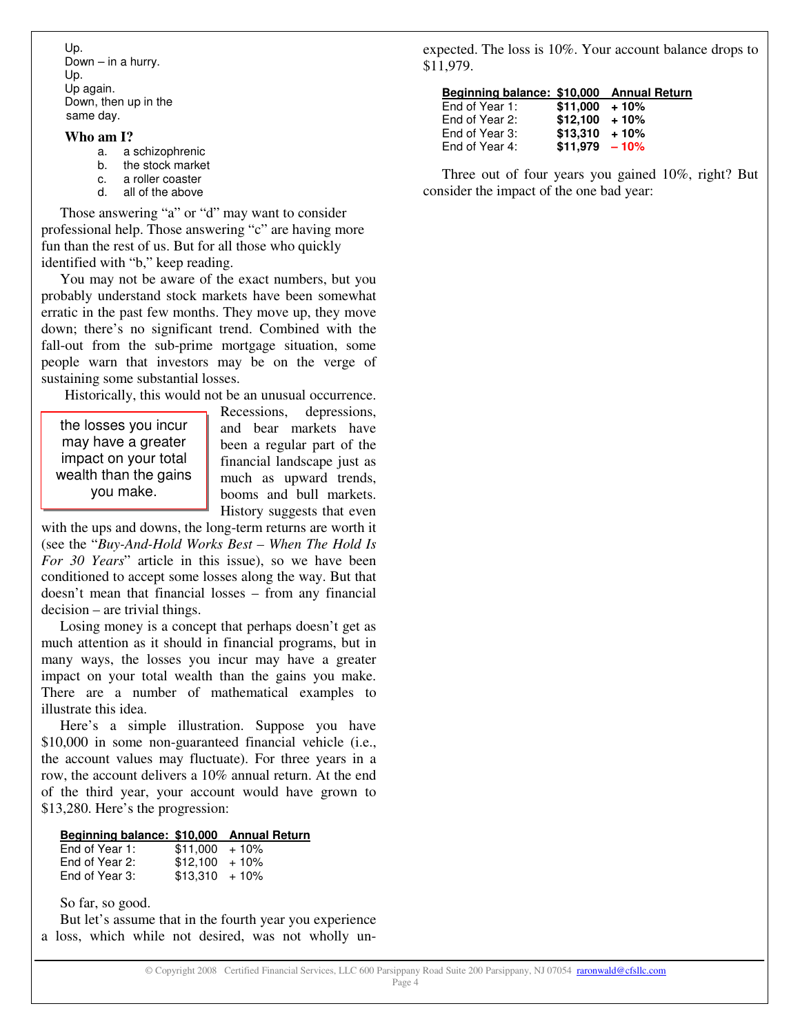Up.
Down – in a hurry.
Up.
Up again.
Down, then up in the same day.

**Who am I?**

a. a schizophrenic
b. the stock market
c. a roller coaster
d. all of the above

Those answering "a" or "d" may want to consider professional help. Those answering "c" are having more fun than the rest of us. But for all those who quickly identified with "b," keep reading.

You may not be aware of the exact numbers, but you probably understand stock markets have been somewhat erratic in the past few months. They move up, they move down; there's no significant trend. Combined with the fall-out from the sub-prime mortgage situation, some people warn that investors may be on the verge of sustaining some substantial losses.

Historically, this would not be an unusual occurrence. Recessions, depressions, and bear markets have been a regular part of the financial landscape just as much as upward trends, booms and bull markets. History suggests that even with the ups and downs, the long-term returns are worth it (see the "*Buy-And-Hold Works Best – When The Hold Is For 30 Years*" article in this issue), so we have been conditioned to accept some losses along the way. But that doesn't mean that financial losses – from any financial decision – are trivial things.

> the losses you incur may have a greater impact on your total wealth than the gains you make.

Losing money is a concept that perhaps doesn't get as much attention as it should in financial programs, but in many ways, the losses you incur may have a greater impact on your total wealth than the gains you make. There are a number of mathematical examples to illustrate this idea.

Here's a simple illustration. Suppose you have $10,000 in some non-guaranteed financial vehicle (i.e., the account values may fluctuate). For three years in a row, the account delivers a 10% annual return. At the end of the third year, your account would have grown to $13,280. Here's the progression:

| Beginning balance: | $10,000 | Annual Return |
|---|---|---|
| End of Year 1: | $11,000 | + 10% |
| End of Year 2: | $12,100 | + 10% |
| End of Year 3: | $13,310 | + 10% |

So far, so good.

But let's assume that in the fourth year you experience a loss, which while not desired, was not wholly unexpected. The loss is 10%. Your account balance drops to $11,979.

| Beginning balance: | $10,000 | Annual Return |
|---|---|---|
| End of Year 1: | **$11,000** | **+ 10%** |
| End of Year 2: | **$12,100** | **+ 10%** |
| End of Year 3: | **$13,310** | **+ 10%** |
| End of Year 4: | **$11,979** | **– 10%** |

Three out of four years you gained 10%, right? But consider the impact of the one bad year: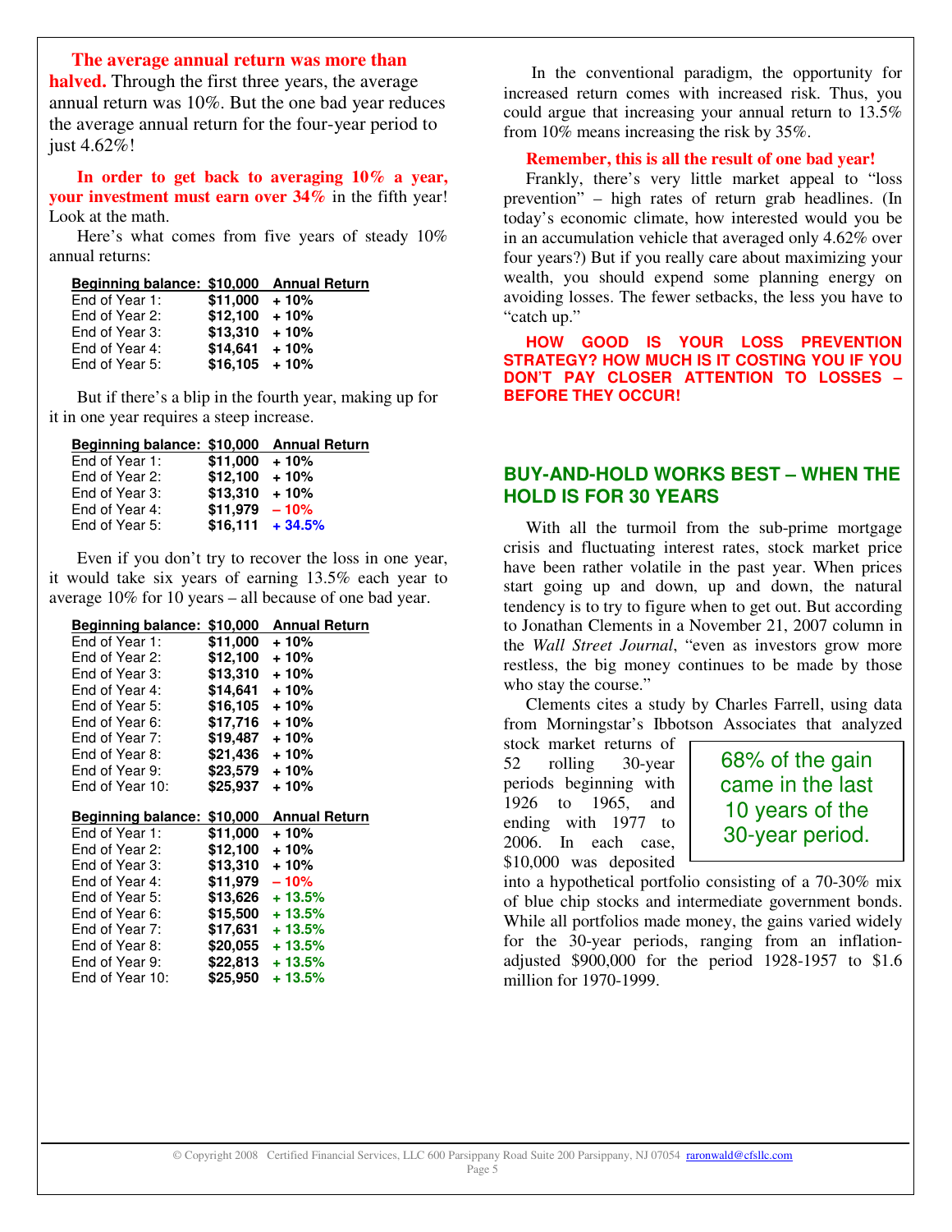**The average annual return was more than halved.** Through the first three years, the average annual return was 10%. But the one bad year reduces the average annual return for the four-year period to just 4.62%!

**In order to get back to averaging 10% a year, your investment must earn over 34%** in the fifth year! Look at the math.

Here's what comes from five years of steady 10% annual returns:

| Beginning balance: | $10,000 | Annual Return |
|---|---|---|
| End of Year 1: | **$11,000** | **+ 10%** |
| End of Year 2: | **$12,100** | **+ 10%** |
| End of Year 3: | **$13,310** | **+ 10%** |
| End of Year 4: | **$14,641** | **+ 10%** |
| End of Year 5: | **$16,105** | **+ 10%** |

But if there's a blip in the fourth year, making up for it in one year requires a steep increase.

| Beginning balance: | $10,000 | Annual Return |
|---|---|---|
| End of Year 1: | **$11,000** | **+ 10%** |
| End of Year 2: | **$12,100** | **+ 10%** |
| End of Year 3: | **$13,310** | **+ 10%** |
| End of Year 4: | **$11,979** | **– 10%** |
| End of Year 5: | **$16,111** | **+ 34.5%** |

Even if you don't try to recover the loss in one year, it would take six years of earning 13.5% each year to average 10% for 10 years – all because of one bad year.

| Beginning balance: | $10,000 | Annual Return |
|---|---|---|
| End of Year 1: | **$11,000** | **+ 10%** |
| End of Year 2: | **$12,100** | **+ 10%** |
| End of Year 3: | **$13,310** | **+ 10%** |
| End of Year 4: | **$14,641** | **+ 10%** |
| End of Year 5: | **$16,105** | **+ 10%** |
| End of Year 6: | **$17,716** | **+ 10%** |
| End of Year 7: | **$19,487** | **+ 10%** |
| End of Year 8: | **$21,436** | **+ 10%** |
| End of Year 9: | **$23,579** | **+ 10%** |
| End of Year 10: | **$25,937** | **+ 10%** |

| Beginning balance: | $10,000 | Annual Return |
|---|---|---|
| End of Year 1: | **$11,000** | **+ 10%** |
| End of Year 2: | **$12,100** | **+ 10%** |
| End of Year 3: | **$13,310** | **+ 10%** |
| End of Year 4: | **$11,979** | **– 10%** |
| End of Year 5: | **$13,626** | **+ 13.5%** |
| End of Year 6: | **$15,500** | **+ 13.5%** |
| End of Year 7: | **$17,631** | **+ 13.5%** |
| End of Year 8: | **$20,055** | **+ 13.5%** |
| End of Year 9: | **$22,813** | **+ 13.5%** |
| End of Year 10: | **$25,950** | **+ 13.5%** |

In the conventional paradigm, the opportunity for increased return comes with increased risk. Thus, you could argue that increasing your annual return to 13.5% from 10% means increasing the risk by 35%.

**Remember, this is all the result of one bad year!**

Frankly, there's very little market appeal to "loss prevention" – high rates of return grab headlines. (In today's economic climate, how interested would you be in an accumulation vehicle that averaged only 4.62% over four years?) But if you really care about maximizing your wealth, you should expend some planning energy on avoiding losses. The fewer setbacks, the less you have to "catch up."

**HOW GOOD IS YOUR LOSS PREVENTION STRATEGY? HOW MUCH IS IT COSTING YOU IF YOU DON'T PAY CLOSER ATTENTION TO LOSSES – BEFORE THEY OCCUR!**

## BUY-AND-HOLD WORKS BEST – WHEN THE HOLD IS FOR 30 YEARS

With all the turmoil from the sub-prime mortgage crisis and fluctuating interest rates, stock market price have been rather volatile in the past year. When prices start going up and down, up and down, the natural tendency is to try to figure when to get out. But according to Jonathan Clements in a November 21, 2007 column in the *Wall Street Journal*, "even as investors grow more restless, the big money continues to be made by those who stay the course."

Clements cites a study by Charles Farrell, using data from Morningstar's Ibbotson Associates that analyzed stock market returns of 52 rolling 30-year periods beginning with 1926 to 1965, and ending with 1977 to 2006. In each case, $10,000 was deposited into a hypothetical portfolio consisting of a 70-30% mix of blue chip stocks and intermediate government bonds. While all portfolios made money, the gains varied widely for the 30-year periods, ranging from an inflation-adjusted $900,000 for the period 1928-1957 to $1.6 million for 1970-1999.

> 68% of the gain came in the last 10 years of the 30-year period.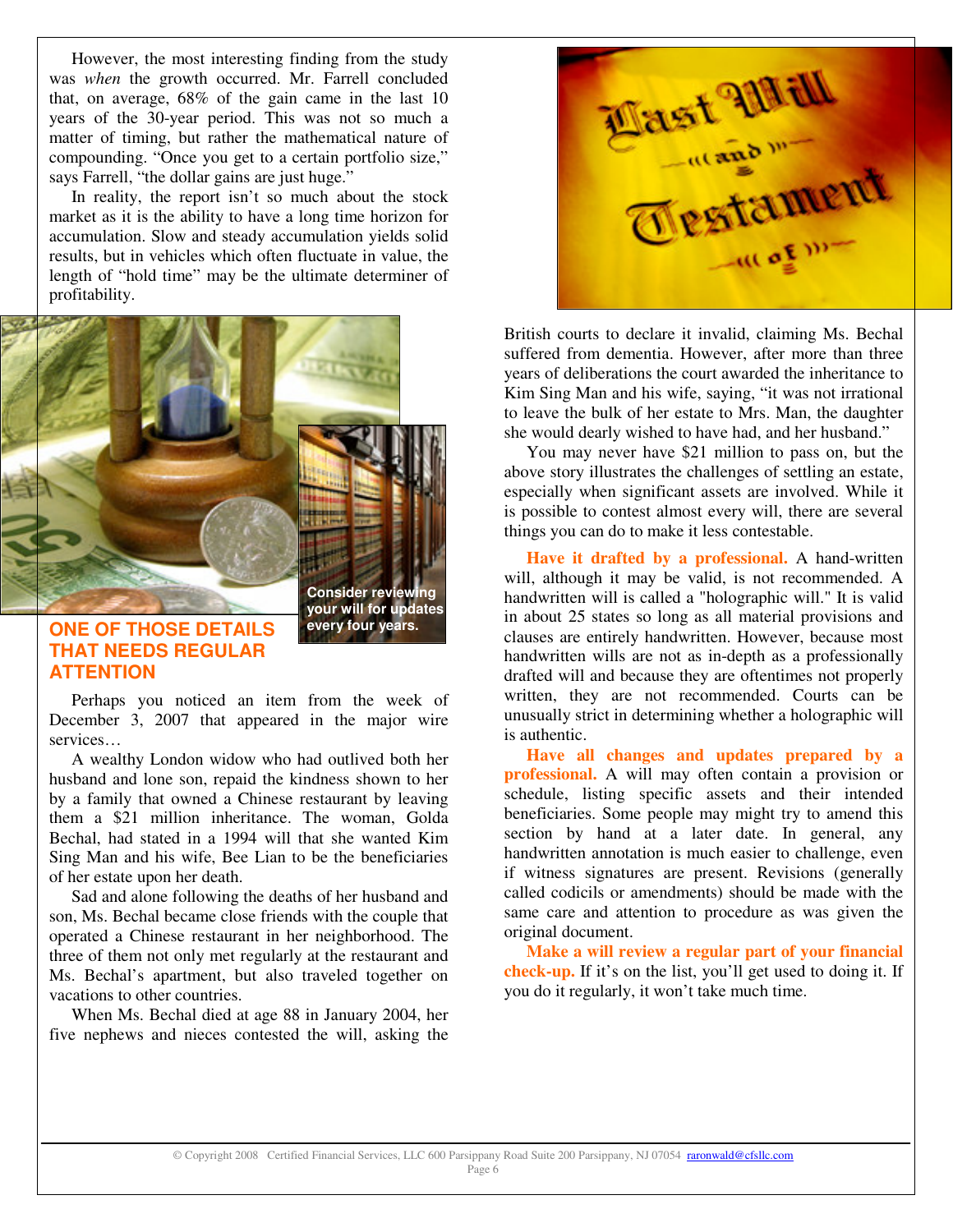However, the most interesting finding from the study was *when* the growth occurred. Mr. Farrell concluded that, on average, 68% of the gain came in the last 10 years of the 30-year period. This was not so much a matter of timing, but rather the mathematical nature of compounding. "Once you get to a certain portfolio size," says Farrell, "the dollar gains are just huge."

In reality, the report isn't so much about the stock market as it is the ability to have a long time horizon for accumulation. Slow and steady accumulation yields solid results, but in vehicles which often fluctuate in value, the length of "hold time" may be the ultimate determiner of profitability.

**Consider reviewing your will for updates every four years.**

## ONE OF THOSE DETAILS THAT NEEDS REGULAR ATTENTION

Perhaps you noticed an item from the week of December 3, 2007 that appeared in the major wire services…

A wealthy London widow who had outlived both her husband and lone son, repaid the kindness shown to her by a family that owned a Chinese restaurant by leaving them a $21 million inheritance. The woman, Golda Bechal, had stated in a 1994 will that she wanted Kim Sing Man and his wife, Bee Lian to be the beneficiaries of her estate upon her death.

Sad and alone following the deaths of her husband and son, Ms. Bechal became close friends with the couple that operated a Chinese restaurant in her neighborhood. The three of them not only met regularly at the restaurant and Ms. Bechal's apartment, but also traveled together on vacations to other countries.

When Ms. Bechal died at age 88 in January 2004, her five nephews and nieces contested the will, asking the British courts to declare it invalid, claiming Ms. Bechal suffered from dementia. However, after more than three years of deliberations the court awarded the inheritance to Kim Sing Man and his wife, saying, "it was not irrational to leave the bulk of her estate to Mrs. Man, the daughter she would dearly wished to have had, and her husband."

You may never have $21 million to pass on, but the above story illustrates the challenges of settling an estate, especially when significant assets are involved. While it is possible to contest almost every will, there are several things you can do to make it less contestable.

**Have it drafted by a professional.** A hand-written will, although it may be valid, is not recommended. A handwritten will is called a "holographic will." It is valid in about 25 states so long as all material provisions and clauses are entirely handwritten. However, because most handwritten wills are not as in-depth as a professionally drafted will and because they are oftentimes not properly written, they are not recommended. Courts can be unusually strict in determining whether a holographic will is authentic.

**Have all changes and updates prepared by a professional.** A will may often contain a provision or schedule, listing specific assets and their intended beneficiaries. Some people may might try to amend this section by hand at a later date. In general, any handwritten annotation is much easier to challenge, even if witness signatures are present. Revisions (generally called codicils or amendments) should be made with the same care and attention to procedure as was given the original document.

**Make a will review a regular part of your financial check-up.** If it's on the list, you'll get used to doing it. If you do it regularly, it won't take much time.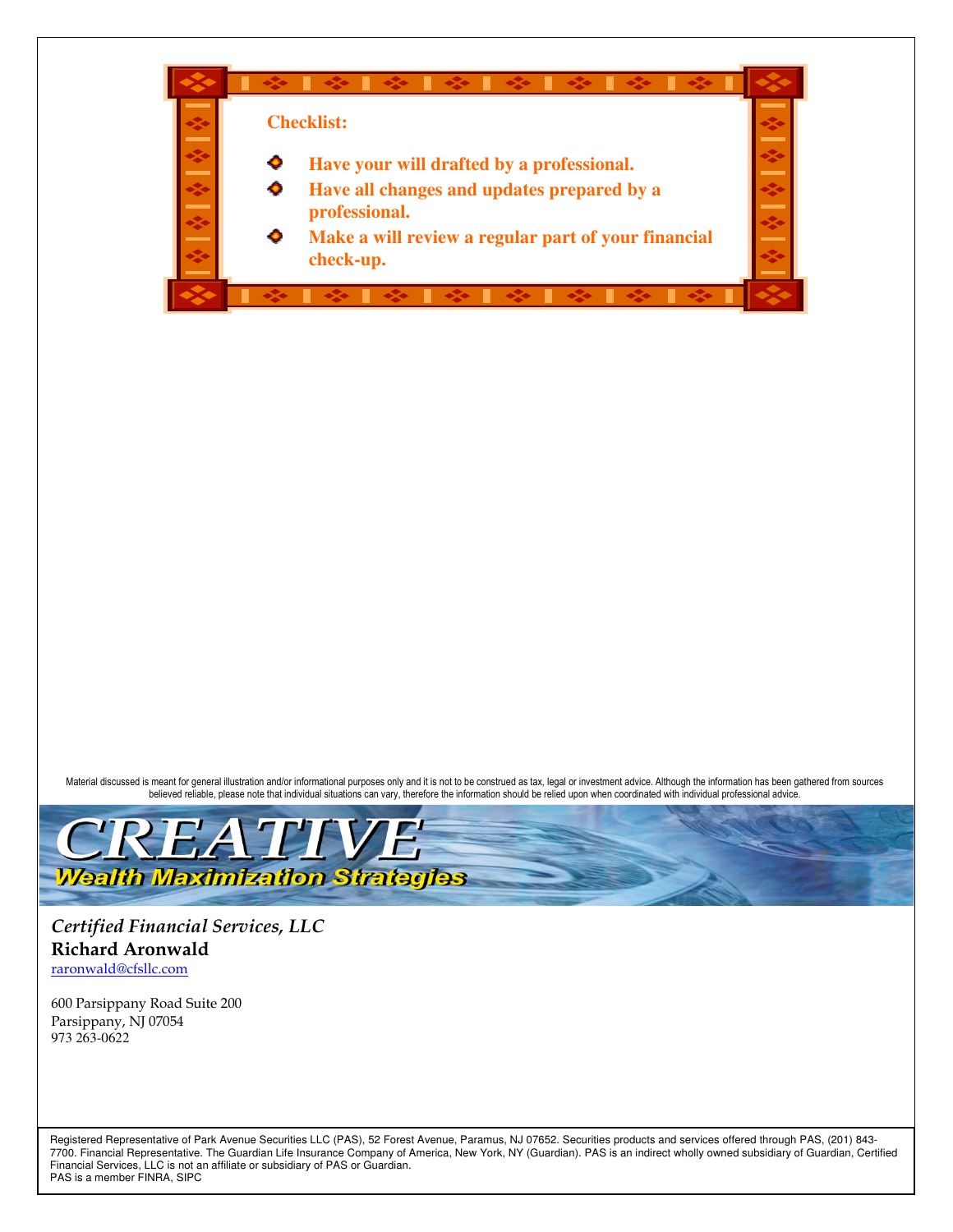**Checklist:**

- **Have your will drafted by a professional.**
- **Have all changes and updates prepared by a professional.**
- **Make a will review a regular part of your financial check-up.**

Material discussed is meant for general illustration and/or informational purposes only and it is not to be construed as tax, legal or investment advice. Although the information has been gathered from sources believed reliable, please note that individual situations can vary, therefore the information should be relied upon when coordinated with individual professional advice.

**CREATIVE**
**Wealth Maximization Strategies**

*Certified Financial Services, LLC*
**Richard Aronwald**
raronwald@cfsllc.com

600 Parsippany Road Suite 200
Parsippany, NJ 07054
973 263-0622

Registered Representative of Park Avenue Securities LLC (PAS), 52 Forest Avenue, Paramus, NJ 07652. Securities products and services offered through PAS, (201) 843-7700. Financial Representative. The Guardian Life Insurance Company of America, New York, NY (Guardian). PAS is an indirect wholly owned subsidiary of Guardian, Certified Financial Services, LLC is not an affiliate or subsidiary of PAS or Guardian.
PAS is a member FINRA, SIPC